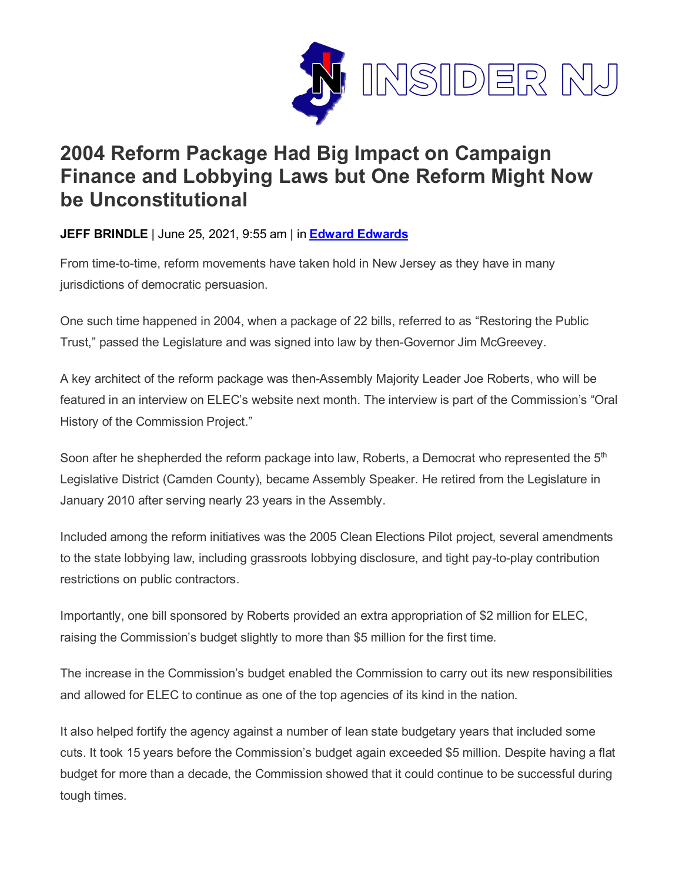# 2004 Reform Package Had Big Impact on Campaign Finance and Lobbying Laws but One Reform Might Now be Unconstitutional

**JEFF BRINDLE** | June 25, 2021, 9:55 am | in **Edward Edwards**

From time-to-time, reform movements have taken hold in New Jersey as they have in many jurisdictions of democratic persuasion.

One such time happened in 2004, when a package of 22 bills, referred to as "Restoring the Public Trust," passed the Legislature and was signed into law by then-Governor Jim McGreevey.

A key architect of the reform package was then-Assembly Majority Leader Joe Roberts, who will be featured in an interview on ELEC's website next month. The interview is part of the Commission's "Oral History of the Commission Project."

Soon after he shepherded the reform package into law, Roberts, a Democrat who represented the 5th Legislative District (Camden County), became Assembly Speaker. He retired from the Legislature in January 2010 after serving nearly 23 years in the Assembly.

Included among the reform initiatives was the 2005 Clean Elections Pilot project, several amendments to the state lobbying law, including grassroots lobbying disclosure, and tight pay-to-play contribution restrictions on public contractors.

Importantly, one bill sponsored by Roberts provided an extra appropriation of $2 million for ELEC, raising the Commission's budget slightly to more than $5 million for the first time.

The increase in the Commission's budget enabled the Commission to carry out its new responsibilities and allowed for ELEC to continue as one of the top agencies of its kind in the nation.

It also helped fortify the agency against a number of lean state budgetary years that included some cuts. It took 15 years before the Commission's budget again exceeded $5 million. Despite having a flat budget for more than a decade, the Commission showed that it could continue to be successful during tough times.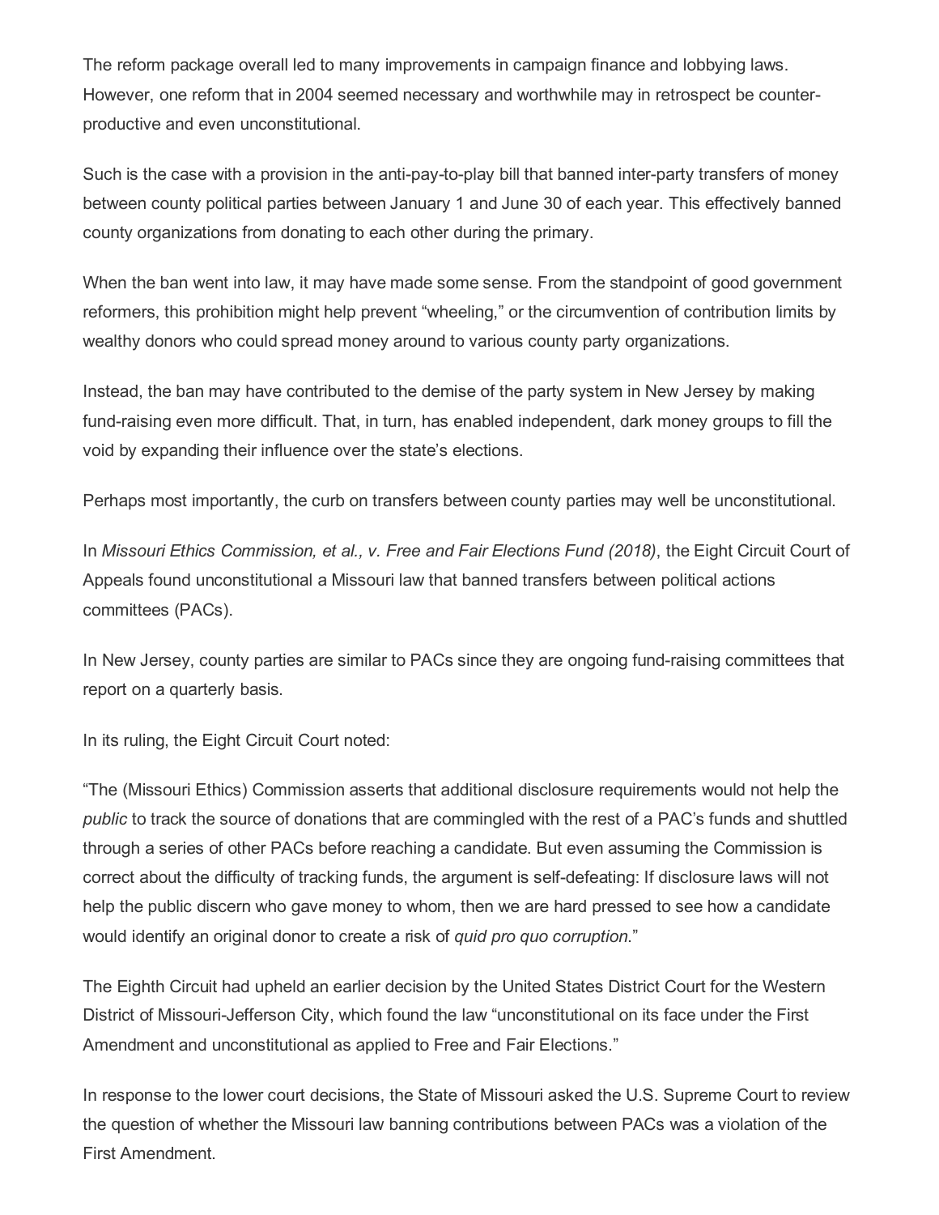The reform package overall led to many improvements in campaign finance and lobbying laws. However, one reform that in 2004 seemed necessary and worthwhile may in retrospect be counter-productive and even unconstitutional.

Such is the case with a provision in the anti-pay-to-play bill that banned inter-party transfers of money between county political parties between January 1 and June 30 of each year. This effectively banned county organizations from donating to each other during the primary.

When the ban went into law, it may have made some sense. From the standpoint of good government reformers, this prohibition might help prevent "wheeling," or the circumvention of contribution limits by wealthy donors who could spread money around to various county party organizations.

Instead, the ban may have contributed to the demise of the party system in New Jersey by making fund-raising even more difficult. That, in turn, has enabled independent, dark money groups to fill the void by expanding their influence over the state's elections.

Perhaps most importantly, the curb on transfers between county parties may well be unconstitutional.

In *Missouri Ethics Commission, et al., v. Free and Fair Elections Fund (2018)*, the Eight Circuit Court of Appeals found unconstitutional a Missouri law that banned transfers between political actions committees (PACs).

In New Jersey, county parties are similar to PACs since they are ongoing fund-raising committees that report on a quarterly basis.

In its ruling, the Eight Circuit Court noted:

"The (Missouri Ethics) Commission asserts that additional disclosure requirements would not help the *public* to track the source of donations that are commingled with the rest of a PAC's funds and shuttled through a series of other PACs before reaching a candidate. But even assuming the Commission is correct about the difficulty of tracking funds, the argument is self-defeating: If disclosure laws will not help the public discern who gave money to whom, then we are hard pressed to see how a candidate would identify an original donor to create a risk of *quid pro quo corruption*."

The Eighth Circuit had upheld an earlier decision by the United States District Court for the Western District of Missouri-Jefferson City, which found the law "unconstitutional on its face under the First Amendment and unconstitutional as applied to Free and Fair Elections."

In response to the lower court decisions, the State of Missouri asked the U.S. Supreme Court to review the question of whether the Missouri law banning contributions between PACs was a violation of the First Amendment.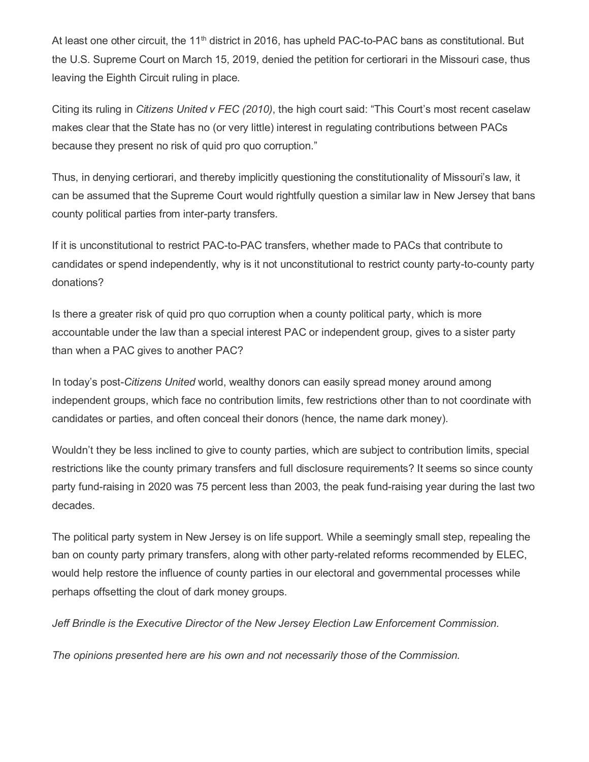At least one other circuit, the 11th district in 2016, has upheld PAC-to-PAC bans as constitutional. But the U.S. Supreme Court on March 15, 2019, denied the petition for certiorari in the Missouri case, thus leaving the Eighth Circuit ruling in place.

Citing its ruling in *Citizens United v FEC (2010)*, the high court said: "This Court's most recent caselaw makes clear that the State has no (or very little) interest in regulating contributions between PACs because they present no risk of quid pro quo corruption."

Thus, in denying certiorari, and thereby implicitly questioning the constitutionality of Missouri's law, it can be assumed that the Supreme Court would rightfully question a similar law in New Jersey that bans county political parties from inter-party transfers.

If it is unconstitutional to restrict PAC-to-PAC transfers, whether made to PACs that contribute to candidates or spend independently, why is it not unconstitutional to restrict county party-to-county party donations?

Is there a greater risk of quid pro quo corruption when a county political party, which is more accountable under the law than a special interest PAC or independent group, gives to a sister party than when a PAC gives to another PAC?

In today's post-*Citizens United* world, wealthy donors can easily spread money around among independent groups, which face no contribution limits, few restrictions other than to not coordinate with candidates or parties, and often conceal their donors (hence, the name dark money).

Wouldn't they be less inclined to give to county parties, which are subject to contribution limits, special restrictions like the county primary transfers and full disclosure requirements? It seems so since county party fund-raising in 2020 was 75 percent less than 2003, the peak fund-raising year during the last two decades.

The political party system in New Jersey is on life support. While a seemingly small step, repealing the ban on county party primary transfers, along with other party-related reforms recommended by ELEC, would help restore the influence of county parties in our electoral and governmental processes while perhaps offsetting the clout of dark money groups.

*Jeff Brindle is the Executive Director of the New Jersey Election Law Enforcement Commission.*

*The opinions presented here are his own and not necessarily those of the Commission.*